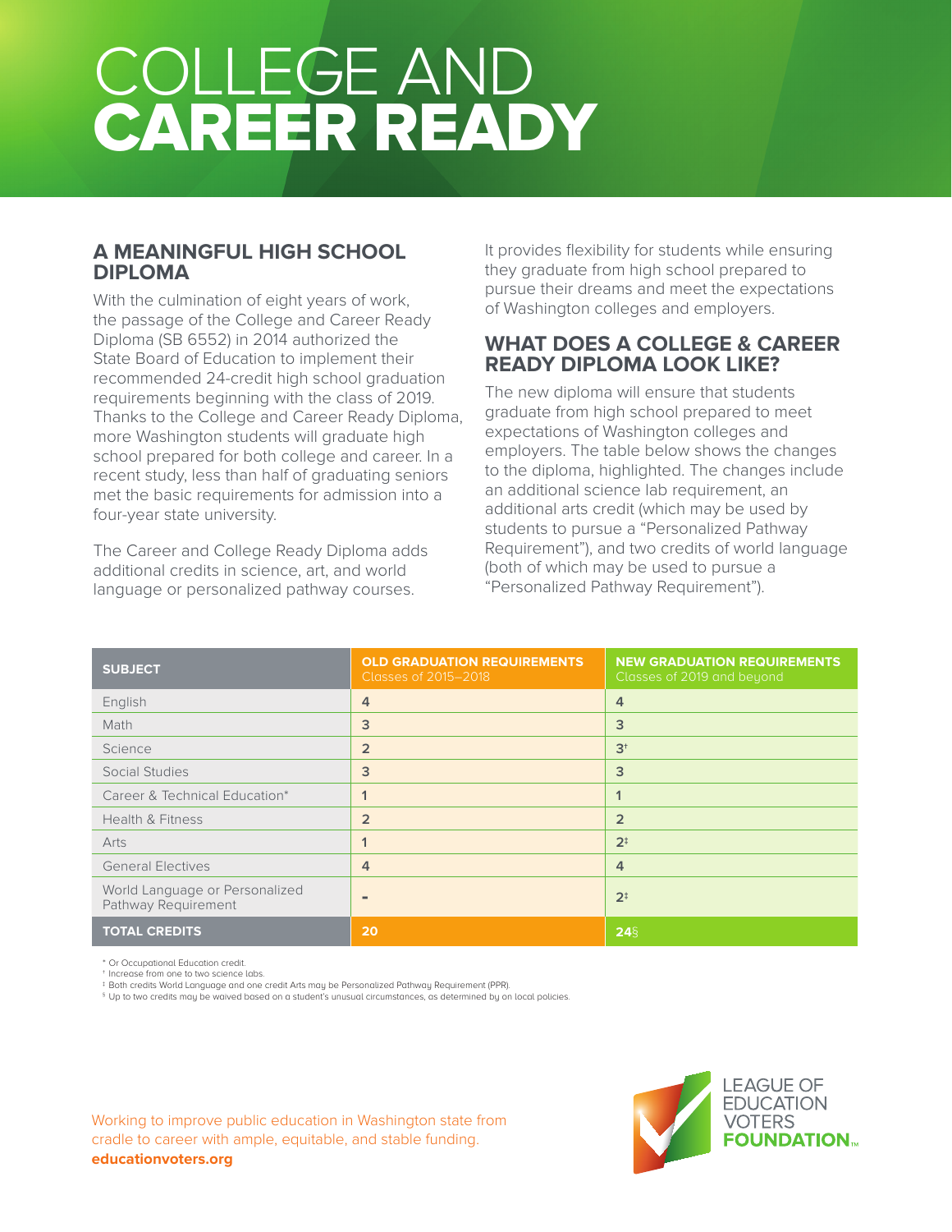# COLLEGE AND CAREER READY

## A MEANINGFUL HIGH SCHOOL DIPLOMA

With the culmination of eight years of work, the passage of the College and Career Ready Diploma (SB 6552) in 2014 authorized the State Board of Education to implement their recommended 24-credit high school graduation requirements beginning with the class of 2019. Thanks to the College and Career Ready Diploma, more Washington students will graduate high school prepared for both college and career. In a recent study, less than half of graduating seniors met the basic requirements for admission into a four-year state university.

The Career and College Ready Diploma adds additional credits in science, art, and world language or personalized pathway courses. It provides flexibility for students while ensuring they graduate from high school prepared to pursue their dreams and meet the expectations of Washington colleges and employers.

## WHAT DOES A COLLEGE & CAREER READY DIPLOMA LOOK LIKE?

The new diploma will ensure that students graduate from high school prepared to meet expectations of Washington colleges and employers. The table below shows the changes to the diploma, highlighted. The changes include an additional science lab requirement, an additional arts credit (which may be used by students to pursue a "Personalized Pathway Requirement"), and two credits of world language (both of which may be used to pursue a "Personalized Pathway Requirement").

| SUBJECT | OLD GRADUATION REQUIREMENTS Classes of 2015–2018 | NEW GRADUATION REQUIREMENTS Classes of 2019 and beyond |
|---|---|---|
| English | 4 | 4 |
| Math | 3 | 3 |
| Science | 2 | 3† |
| Social Studies | 3 | 3 |
| Career & Technical Education* | 1 | 1 |
| Health & Fitness | 2 | 2 |
| Arts | 1 | 2‡ |
| General Electives | 4 | 4 |
| World Language or Personalized Pathway Requirement | - | 2‡ |
| **TOTAL CREDITS** | **20** | **24§** |

* Or Occupational Education credit.
† Increase from one to two science labs.
‡ Both credits World Language and one credit Arts may be Personalized Pathway Requirement (PPR).
§ Up to two credits may be waived based on a student's unusual circumstances, as determined by on local policies.

Working to improve public education in Washington state from cradle to career with ample, equitable, and stable funding.
**educationvoters.org**

LEAGUE OF EDUCATION VOTERS **FOUNDATION**™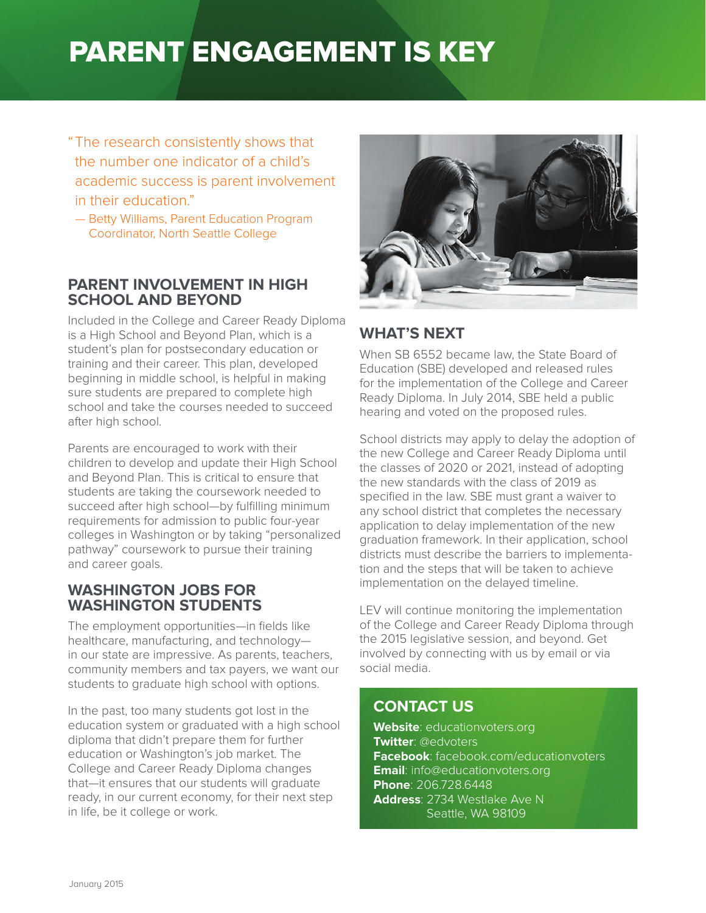# PARENT ENGAGEMENT IS KEY

> "The research consistently shows that the number one indicator of a child's academic success is parent involvement in their education."
>
> — Betty Williams, Parent Education Program Coordinator, North Seattle College

## PARENT INVOLVEMENT IN HIGH SCHOOL AND BEYOND

Included in the College and Career Ready Diploma is a High School and Beyond Plan, which is a student's plan for postsecondary education or training and their career. This plan, developed beginning in middle school, is helpful in making sure students are prepared to complete high school and take the courses needed to succeed after high school.

Parents are encouraged to work with their children to develop and update their High School and Beyond Plan. This is critical to ensure that students are taking the coursework needed to succeed after high school—by fulfilling minimum requirements for admission to public four-year colleges in Washington or by taking "personalized pathway" coursework to pursue their training and career goals.

## WASHINGTON JOBS FOR WASHINGTON STUDENTS

The employment opportunities—in fields like healthcare, manufacturing, and technology—in our state are impressive. As parents, teachers, community members and tax payers, we want our students to graduate high school with options.

In the past, too many students got lost in the education system or graduated with a high school diploma that didn't prepare them for further education or Washington's job market. The College and Career Ready Diploma changes that—it ensures that our students will graduate ready, in our current economy, for their next step in life, be it college or work.

## WHAT'S NEXT

When SB 6552 became law, the State Board of Education (SBE) developed and released rules for the implementation of the College and Career Ready Diploma. In July 2014, SBE held a public hearing and voted on the proposed rules.

School districts may apply to delay the adoption of the new College and Career Ready Diploma until the classes of 2020 or 2021, instead of adopting the new standards with the class of 2019 as specified in the law. SBE must grant a waiver to any school district that completes the necessary application to delay implementation of the new graduation framework. In their application, school districts must describe the barriers to implementation and the steps that will be taken to achieve implementation on the delayed timeline.

LEV will continue monitoring the implementation of the College and Career Ready Diploma through the 2015 legislative session, and beyond. Get involved by connecting with us by email or via social media.

## CONTACT US

**Website**: educationvoters.org
**Twitter**: @edvoters
**Facebook**: facebook.com/educationvoters
**Email**: info@educationvoters.org
**Phone**: 206.728.6448
**Address**: 2734 Westlake Ave N
Seattle, WA 98109

January 2015